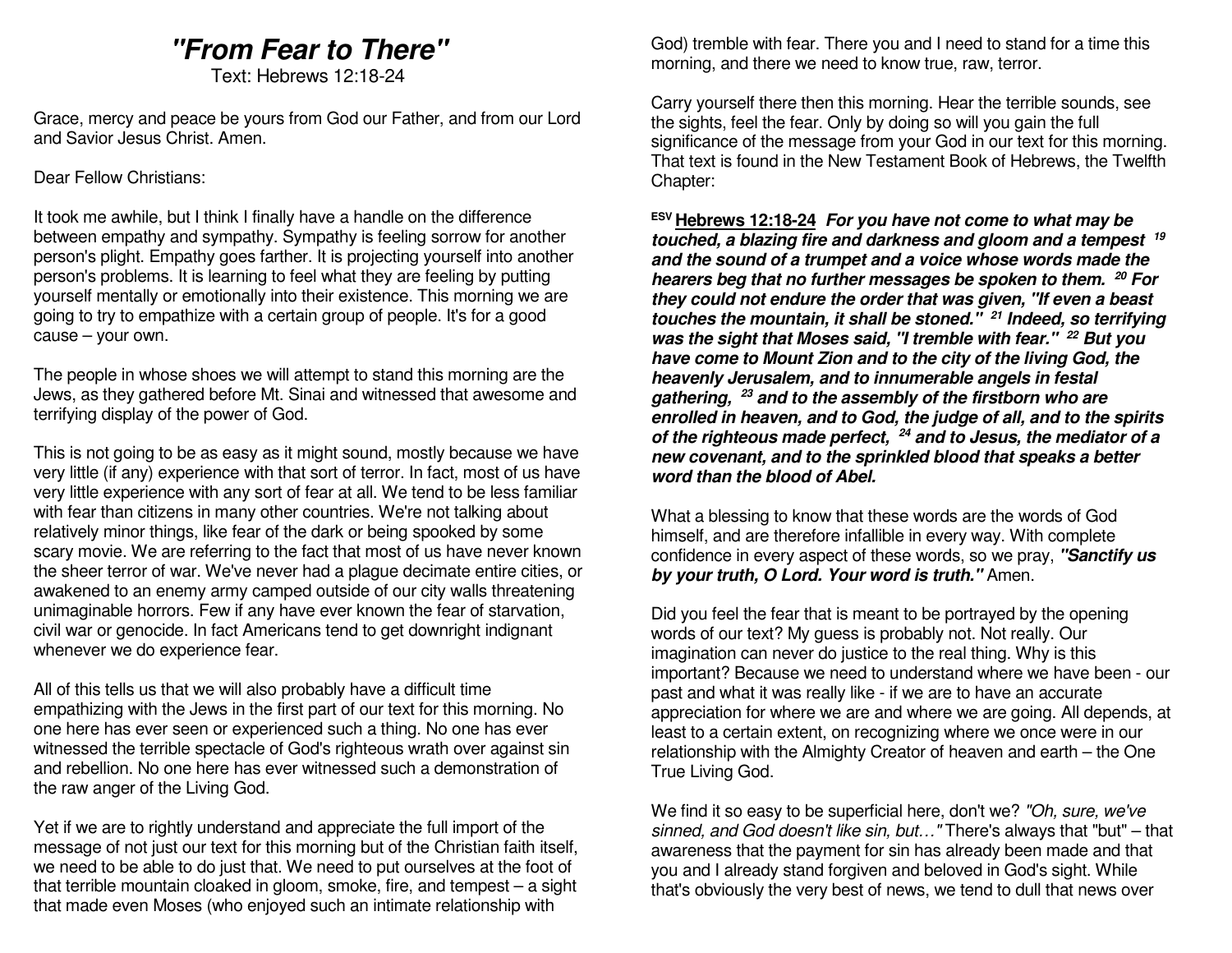# *"From Fear to There"*

Text: Hebrews 12:18-24

Grace, mercy and peace be yours from God our Father, and from our Lord and Savior Jesus Christ. Amen.

Dear Fellow Christians:

It took me awhile, but I think I finally have a handle on the difference between empathy and sympathy. Sympathy is feeling sorrow for another person's plight. Empathy goes farther. It is projecting yourself into another person's problems. It is learning to feel what they are feeling by putting yourself mentally or emotionally into their existence. This morning we are going to try to empathize with a certain group of people. It's for a good cause – your own.

The people in whose shoes we will attempt to stand this morning are the Jews, as they gathered before Mt. Sinai and witnessed that awesome and terrifying display of the power of God.

This is not going to be as easy as it might sound, mostly because we have very little (if any) experience with that sort of terror. In fact, most of us have very little experience with any sort of fear at all. We tend to be less familiar with fear than citizens in many other countries. We're not talking about relatively minor things, like fear of the dark or being spooked by some scary movie. We are referring to the fact that most of us have never known the sheer terror of war. We've never had a plague decimate entire cities, or awakened to an enemy army camped outside of our city walls threatening unimaginable horrors. Few if any have ever known the fear of starvation, civil war or genocide. In fact Americans tend to get downright indignant whenever we do experience fear.

All of this tells us that we will also probably have a difficult time empathizing with the Jews in the first part of our text for this morning. No one here has ever seen or experienced such a thing. No one has ever witnessed the terrible spectacle of God's righteous wrath over against sin and rebellion. No one here has ever witnessed such a demonstration of the raw anger of the Living God.

Yet if we are to rightly understand and appreciate the full import of the message of not just our text for this morning but of the Christian faith itself, we need to be able to do just that. We need to put ourselves at the foot of that terrible mountain cloaked in gloom, smoke, fire, and tempest – a sight that made even Moses (who enjoyed such an intimate relationship with God) tremble with fear. There you and I need to stand for a time this morning, and there we need to know true, raw, terror.

Carry yourself there then this morning. Hear the terrible sounds, see the sights, feel the fear. Only by doing so will you gain the full significance of the message from your God in our text for this morning. That text is found in the New Testament Book of Hebrews, the Twelfth Chapter:

**ESV <u>Hebrews 12:18-24</u>** ***For you have not come to what may be touched, a blazing fire and darkness and gloom and a tempest [19] and the sound of a trumpet and a voice whose words made the hearers beg that no further messages be spoken to them. [20] For they could not endure the order that was given, "If even a beast touches the mountain, it shall be stoned." [21] Indeed, so terrifying was the sight that Moses said, "I tremble with fear." [22] But you have come to Mount Zion and to the city of the living God, the heavenly Jerusalem, and to innumerable angels in festal gathering, [23] and to the assembly of the firstborn who are enrolled in heaven, and to God, the judge of all, and to the spirits of the righteous made perfect, [24] and to Jesus, the mediator of a new covenant, and to the sprinkled blood that speaks a better word than the blood of Abel.***

What a blessing to know that these words are the words of God himself, and are therefore infallible in every way. With complete confidence in every aspect of these words, so we pray, ***"Sanctify us by your truth, O Lord. Your word is truth."*** Amen.

Did you feel the fear that is meant to be portrayed by the opening words of our text? My guess is probably not. Not really. Our imagination can never do justice to the real thing. Why is this important? Because we need to understand where we have been - our past and what it was really like - if we are to have an accurate appreciation for where we are and where we are going. All depends, at least to a certain extent, on recognizing where we once were in our relationship with the Almighty Creator of heaven and earth – the One True Living God.

We find it so easy to be superficial here, don't we? *"Oh, sure, we've sinned, and God doesn't like sin, but…"* There's always that "but" – that awareness that the payment for sin has already been made and that you and I already stand forgiven and beloved in God's sight. While that's obviously the very best of news, we tend to dull that news over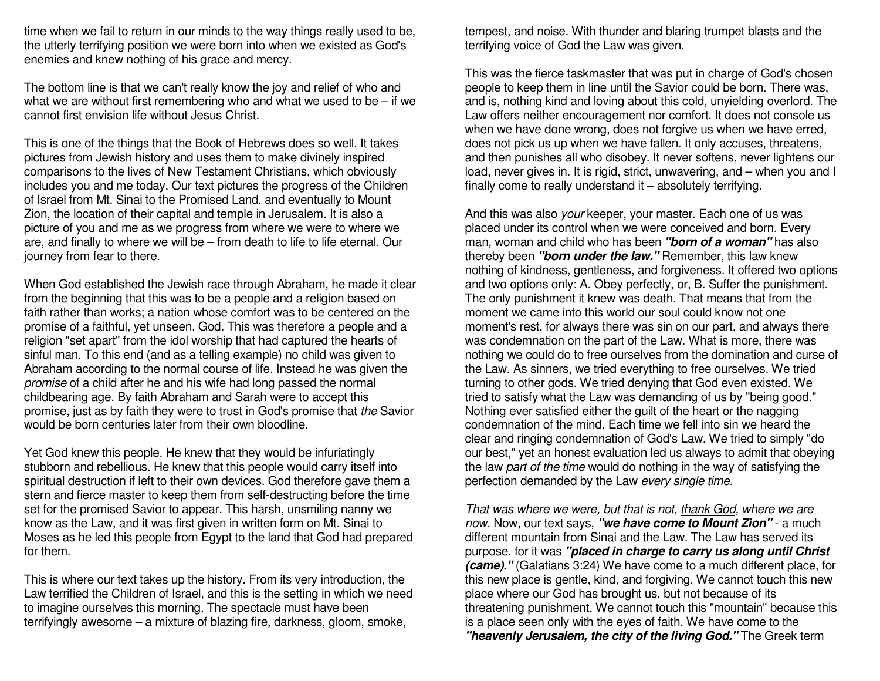time when we fail to return in our minds to the way things really used to be, the utterly terrifying position we were born into when we existed as God's enemies and knew nothing of his grace and mercy.

The bottom line is that we can't really know the joy and relief of who and what we are without first remembering who and what we used to be – if we cannot first envision life without Jesus Christ.

This is one of the things that the Book of Hebrews does so well. It takes pictures from Jewish history and uses them to make divinely inspired comparisons to the lives of New Testament Christians, which obviously includes you and me today. Our text pictures the progress of the Children of Israel from Mt. Sinai to the Promised Land, and eventually to Mount Zion, the location of their capital and temple in Jerusalem. It is also a picture of you and me as we progress from where we were to where we are, and finally to where we will be – from death to life to life eternal. Our journey from fear to there.

When God established the Jewish race through Abraham, he made it clear from the beginning that this was to be a people and a religion based on faith rather than works; a nation whose comfort was to be centered on the promise of a faithful, yet unseen, God. This was therefore a people and a religion "set apart" from the idol worship that had captured the hearts of sinful man. To this end (and as a telling example) no child was given to Abraham according to the normal course of life. Instead he was given the *promise* of a child after he and his wife had long passed the normal childbearing age. By faith Abraham and Sarah were to accept this promise, just as by faith they were to trust in God's promise that *the* Savior would be born centuries later from their own bloodline.

Yet God knew this people. He knew that they would be infuriatingly stubborn and rebellious. He knew that this people would carry itself into spiritual destruction if left to their own devices. God therefore gave them a stern and fierce master to keep them from self-destructing before the time set for the promised Savior to appear. This harsh, unsmiling nanny we know as the Law, and it was first given in written form on Mt. Sinai to Moses as he led this people from Egypt to the land that God had prepared for them.

This is where our text takes up the history. From its very introduction, the Law terrified the Children of Israel, and this is the setting in which we need to imagine ourselves this morning. The spectacle must have been terrifyingly awesome – a mixture of blazing fire, darkness, gloom, smoke, tempest, and noise. With thunder and blaring trumpet blasts and the terrifying voice of God the Law was given.

This was the fierce taskmaster that was put in charge of God's chosen people to keep them in line until the Savior could be born. There was, and is, nothing kind and loving about this cold, unyielding overlord. The Law offers neither encouragement nor comfort. It does not console us when we have done wrong, does not forgive us when we have erred, does not pick us up when we have fallen. It only accuses, threatens, and then punishes all who disobey. It never softens, never lightens our load, never gives in. It is rigid, strict, unwavering, and – when you and I finally come to really understand it – absolutely terrifying.

And this was also *your* keeper, your master. Each one of us was placed under its control when we were conceived and born. Every man, woman and child who has been ***"born of a woman"*** has also thereby been ***"born under the law."*** Remember, this law knew nothing of kindness, gentleness, and forgiveness. It offered two options and two options only: A. Obey perfectly, or, B. Suffer the punishment. The only punishment it knew was death. That means that from the moment we came into this world our soul could know not one moment's rest, for always there was sin on our part, and always there was condemnation on the part of the Law. What is more, there was nothing we could do to free ourselves from the domination and curse of the Law. As sinners, we tried everything to free ourselves. We tried turning to other gods. We tried denying that God even existed. We tried to satisfy what the Law was demanding of us by "being good." Nothing ever satisfied either the guilt of the heart or the nagging condemnation of the mind. Each time we fell into sin we heard the clear and ringing condemnation of God's Law. We tried to simply "do our best," yet an honest evaluation led us always to admit that obeying the law *part of the time* would do nothing in the way of satisfying the perfection demanded by the Law *every single time*.

*That was where we were, but that is not, <u>thank God</u>, where we are now.* Now, our text says, ***"we have come to Mount Zion"*** - a much different mountain from Sinai and the Law. The Law has served its purpose, for it was ***"placed in charge to carry us along until Christ (came)."*** (Galatians 3:24) We have come to a much different place, for this new place is gentle, kind, and forgiving. We cannot touch this new place where our God has brought us, but not because of its threatening punishment. We cannot touch this "mountain" because this is a place seen only with the eyes of faith. We have come to the ***"heavenly Jerusalem, the city of the living God."*** The Greek term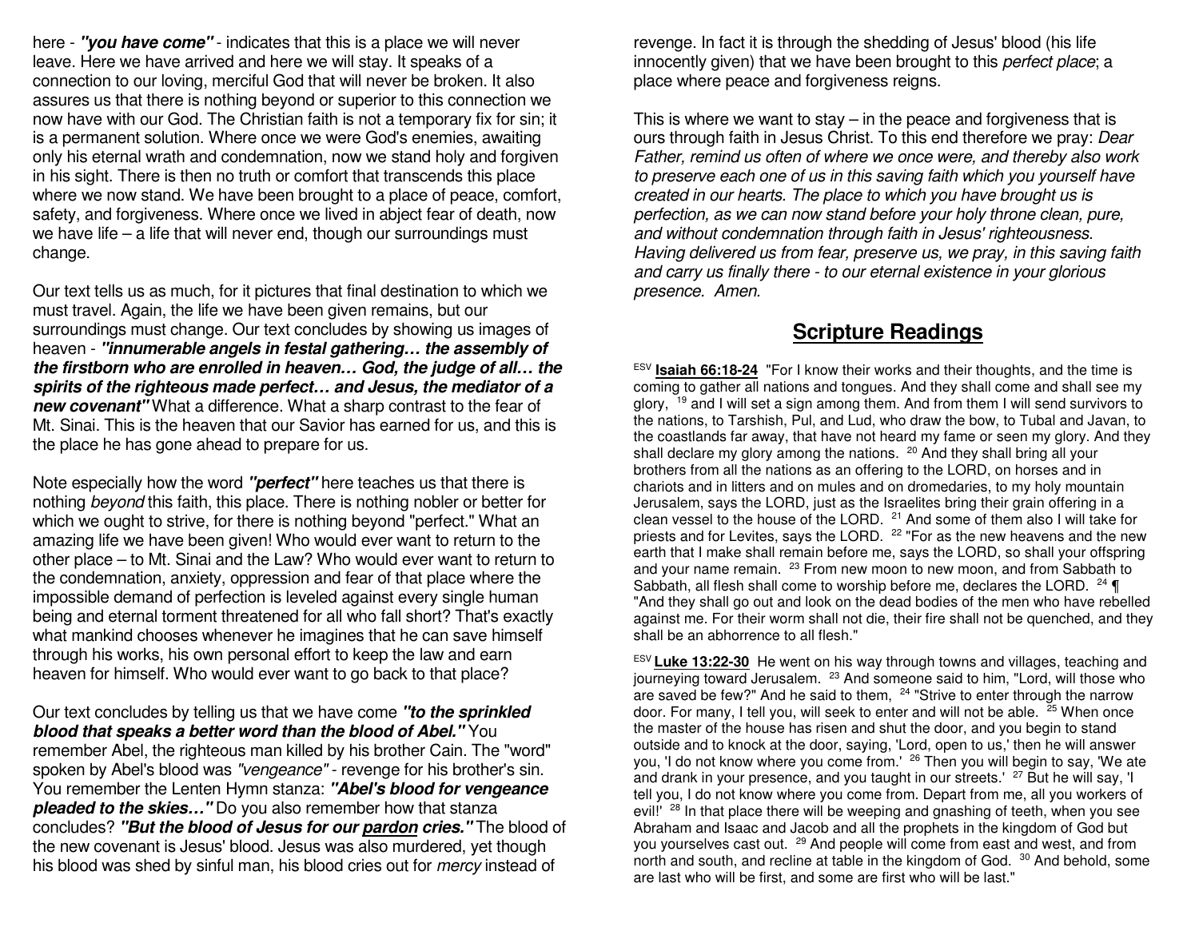here - ***"you have come"*** - indicates that this is a place we will never leave. Here we have arrived and here we will stay. It speaks of a connection to our loving, merciful God that will never be broken. It also assures us that there is nothing beyond or superior to this connection we now have with our God. The Christian faith is not a temporary fix for sin; it is a permanent solution. Where once we were God's enemies, awaiting only his eternal wrath and condemnation, now we stand holy and forgiven in his sight. There is then no truth or comfort that transcends this place where we now stand. We have been brought to a place of peace, comfort, safety, and forgiveness. Where once we lived in abject fear of death, now we have life – a life that will never end, though our surroundings must change.

Our text tells us as much, for it pictures that final destination to which we must travel. Again, the life we have been given remains, but our surroundings must change. Our text concludes by showing us images of heaven - ***"innumerable angels in festal gathering… the assembly of the firstborn who are enrolled in heaven… God, the judge of all… the spirits of the righteous made perfect… and Jesus, the mediator of a new covenant"*** What a difference. What a sharp contrast to the fear of Mt. Sinai. This is the heaven that our Savior has earned for us, and this is the place he has gone ahead to prepare for us.

Note especially how the word ***"perfect"*** here teaches us that there is nothing *beyond* this faith, this place. There is nothing nobler or better for which we ought to strive, for there is nothing beyond "perfect." What an amazing life we have been given! Who would ever want to return to the other place – to Mt. Sinai and the Law? Who would ever want to return to the condemnation, anxiety, oppression and fear of that place where the impossible demand of perfection is leveled against every single human being and eternal torment threatened for all who fall short? That's exactly what mankind chooses whenever he imagines that he can save himself through his works, his own personal effort to keep the law and earn heaven for himself. Who would ever want to go back to that place?

Our text concludes by telling us that we have come ***"to the sprinkled blood that speaks a better word than the blood of Abel."*** You remember Abel, the righteous man killed by his brother Cain. The "word" spoken by Abel's blood was *"vengeance"* - revenge for his brother's sin. You remember the Lenten Hymn stanza: ***"Abel's blood for vengeance pleaded to the skies…"*** Do you also remember how that stanza concludes? ***"But the blood of Jesus for our <u>pardon</u> cries."*** The blood of the new covenant is Jesus' blood. Jesus was also murdered, yet though his blood was shed by sinful man, his blood cries out for *mercy* instead of revenge. In fact it is through the shedding of Jesus' blood (his life innocently given) that we have been brought to this *perfect place*; a place where peace and forgiveness reigns.

This is where we want to stay – in the peace and forgiveness that is ours through faith in Jesus Christ. To this end therefore we pray: *Dear Father, remind us often of where we once were, and thereby also work to preserve each one of us in this saving faith which you yourself have created in our hearts. The place to which you have brought us is perfection, as we can now stand before your holy throne clean, pure, and without condemnation through faith in Jesus' righteousness. Having delivered us from fear, preserve us, we pray, in this saving faith and carry us finally there - to our eternal existence in your glorious presence. Amen.*

## Scripture Readings

ESV **Isaiah 66:18-24** "For I know their works and their thoughts, and the time is coming to gather all nations and tongues. And they shall come and shall see my glory, [19] and I will set a sign among them. And from them I will send survivors to the nations, to Tarshish, Pul, and Lud, who draw the bow, to Tubal and Javan, to the coastlands far away, that have not heard my fame or seen my glory. And they shall declare my glory among the nations. [20] And they shall bring all your brothers from all the nations as an offering to the LORD, on horses and in chariots and in litters and on mules and on dromedaries, to my holy mountain Jerusalem, says the LORD, just as the Israelites bring their grain offering in a clean vessel to the house of the LORD. [21] And some of them also I will take for priests and for Levites, says the LORD. [22] "For as the new heavens and the new earth that I make shall remain before me, says the LORD, so shall your offspring and your name remain. [23] From new moon to new moon, and from Sabbath to Sabbath, all flesh shall come to worship before me, declares the LORD. [24] ¶ "And they shall go out and look on the dead bodies of the men who have rebelled against me. For their worm shall not die, their fire shall not be quenched, and they shall be an abhorrence to all flesh."

ESV **Luke 13:22-30** He went on his way through towns and villages, teaching and journeying toward Jerusalem. [23] And someone said to him, "Lord, will those who are saved be few?" And he said to them, [24] "Strive to enter through the narrow door. For many, I tell you, will seek to enter and will not be able. [25] When once the master of the house has risen and shut the door, and you begin to stand outside and to knock at the door, saying, 'Lord, open to us,' then he will answer you, 'I do not know where you come from.' [26] Then you will begin to say, 'We ate and drank in your presence, and you taught in our streets.' [27] But he will say, 'I tell you, I do not know where you come from. Depart from me, all you workers of evil!' [28] In that place there will be weeping and gnashing of teeth, when you see Abraham and Isaac and Jacob and all the prophets in the kingdom of God but you yourselves cast out. [29] And people will come from east and west, and from north and south, and recline at table in the kingdom of God. [30] And behold, some are last who will be first, and some are first who will be last."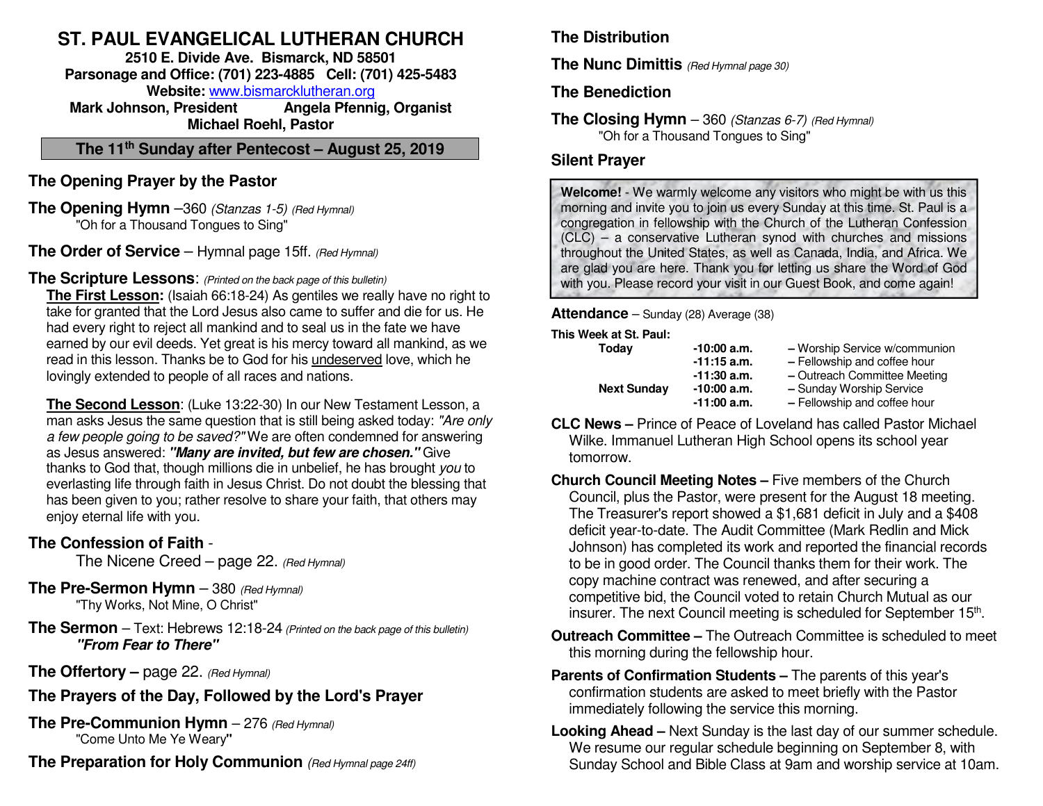# ST. PAUL EVANGELICAL LUTHERAN CHURCH

**2510 E. Divide Ave. Bismarck, ND 58501**
**Parsonage and Office: (701) 223-4885 Cell: (701) 425-5483**
**Website:** www.bismarcklutheran.org
**Mark Johnson, President Angela Pfennig, Organist**
**Michael Roehl, Pastor**

## The 11th Sunday after Pentecost – August 25, 2019

**The Opening Prayer by the Pastor**

**The Opening Hymn** –360 *(Stanzas 1-5)* *(Red Hymnal)*
"Oh for a Thousand Tongues to Sing"

**The Order of Service** – Hymnal page 15ff. *(Red Hymnal)*

**The Scripture Lessons**: *(Printed on the back page of this bulletin)*

**The First Lesson:** (Isaiah 66:18-24) As gentiles we really have no right to take for granted that the Lord Jesus also came to suffer and die for us. He had every right to reject all mankind and to seal us in the fate we have earned by our evil deeds. Yet great is his mercy toward all mankind, as we read in this lesson. Thanks be to God for his undeserved love, which he lovingly extended to people of all races and nations.

**The Second Lesson**: (Luke 13:22-30) In our New Testament Lesson, a man asks Jesus the same question that is still being asked today: *"Are only a few people going to be saved?"* We are often condemned for answering as Jesus answered: ***"Many are invited, but few are chosen."*** Give thanks to God that, though millions die in unbelief, he has brought *you* to everlasting life through faith in Jesus Christ. Do not doubt the blessing that has been given to you; rather resolve to share your faith, that others may enjoy eternal life with you.

**The Confession of Faith** -
The Nicene Creed – page 22. *(Red Hymnal)*

**The Pre-Sermon Hymn** – 380 *(Red Hymnal)*
"Thy Works, Not Mine, O Christ"

**The Sermon** – Text: Hebrews 12:18-24 *(Printed on the back page of this bulletin)*
***"From Fear to There"***

**The Offertory –** page 22. *(Red Hymnal)*

**The Prayers of the Day, Followed by the Lord's Prayer**

**The Pre-Communion Hymn** – 276 *(Red Hymnal)*
"Come Unto Me Ye Weary"

**The Preparation for Holy Communion** *(Red Hymnal page 24ff)*

**The Distribution**

**The Nunc Dimittis** *(Red Hymnal page 30)*

**The Benediction**

**The Closing Hymn** – 360 *(Stanzas 6-7)* *(Red Hymnal)*
"Oh for a Thousand Tongues to Sing"

**Silent Prayer**

**Welcome!** - We warmly welcome any visitors who might be with us this morning and invite you to join us every Sunday at this time. St. Paul is a congregation in fellowship with the Church of the Lutheran Confession (CLC) – a conservative Lutheran synod with churches and missions throughout the United States, as well as Canada, India, and Africa. We are glad you are here. Thank you for letting us share the Word of God with you. Please record your visit in our Guest Book, and come again!

**Attendance** – Sunday (28) Average (38)

**This Week at St. Paul:**

| | | |
|---|---|---|
| **Today** | **-10:00 a.m.** | – Worship Service w/communion |
| | **-11:15 a.m.** | – Fellowship and coffee hour |
| | **-11:30 a.m.** | – Outreach Committee Meeting |
| **Next Sunday** | **-10:00 a.m.** | – Sunday Worship Service |
| | **-11:00 a.m.** | – Fellowship and coffee hour |

**CLC News –** Prince of Peace of Loveland has called Pastor Michael Wilke. Immanuel Lutheran High School opens its school year tomorrow.

**Church Council Meeting Notes –** Five members of the Church Council, plus the Pastor, were present for the August 18 meeting. The Treasurer's report showed a $1,681 deficit in July and a $408 deficit year-to-date. The Audit Committee (Mark Redlin and Mick Johnson) has completed its work and reported the financial records to be in good order. The Council thanks them for their work. The copy machine contract was renewed, and after securing a competitive bid, the Council voted to retain Church Mutual as our insurer. The next Council meeting is scheduled for September 15th.

**Outreach Committee –** The Outreach Committee is scheduled to meet this morning during the fellowship hour.

**Parents of Confirmation Students –** The parents of this year's confirmation students are asked to meet briefly with the Pastor immediately following the service this morning.

**Looking Ahead –** Next Sunday is the last day of our summer schedule. We resume our regular schedule beginning on September 8, with Sunday School and Bible Class at 9am and worship service at 10am.